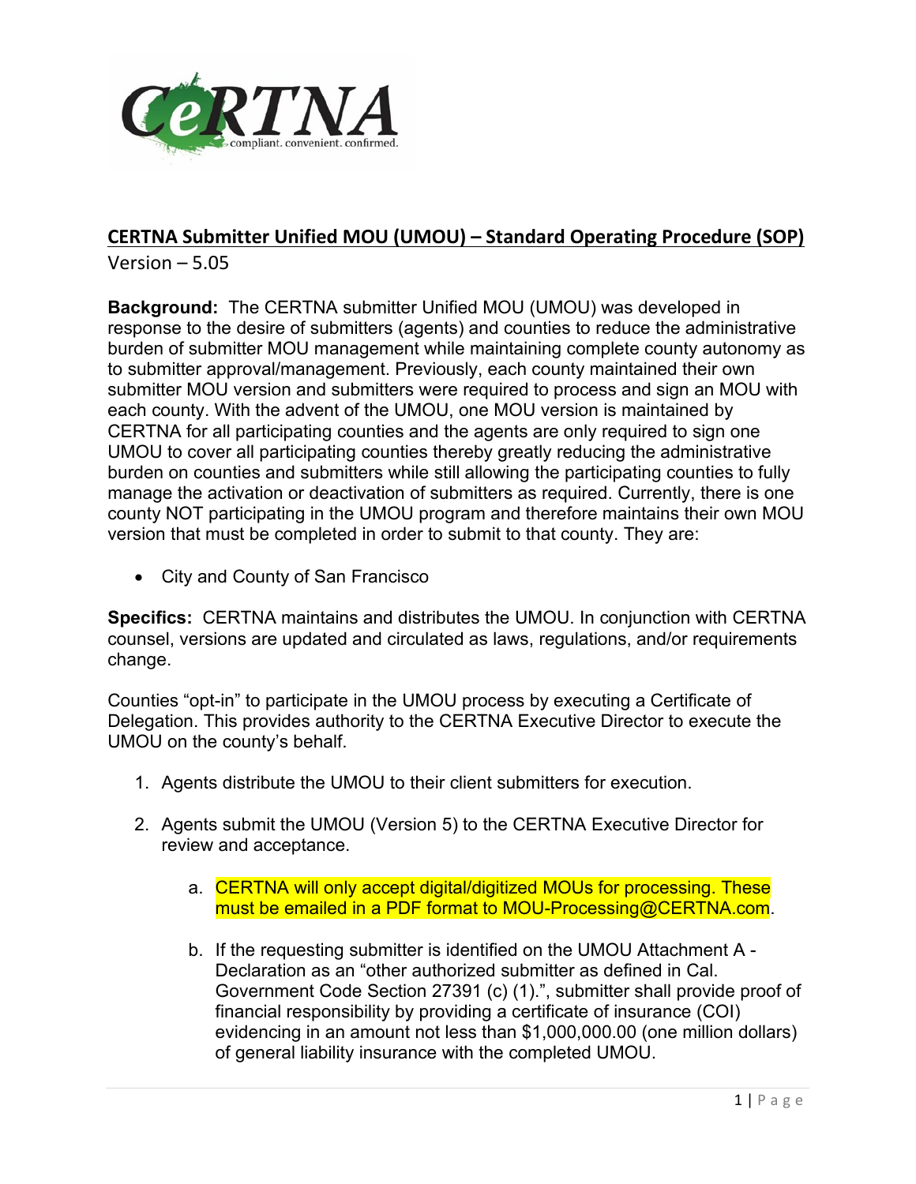## CERTNA Submitter Unified MOU (UMOU) – Standard Operating Procedure (SOP)

Version – 5.05

**Background:** The CERTNA submitter Unified MOU (UMOU) was developed in response to the desire of submitters (agents) and counties to reduce the administrative burden of submitter MOU management while maintaining complete county autonomy as to submitter approval/management. Previously, each county maintained their own submitter MOU version and submitters were required to process and sign an MOU with each county. With the advent of the UMOU, one MOU version is maintained by CERTNA for all participating counties and the agents are only required to sign one UMOU to cover all participating counties thereby greatly reducing the administrative burden on counties and submitters while still allowing the participating counties to fully manage the activation or deactivation of submitters as required. Currently, there is one county NOT participating in the UMOU program and therefore maintains their own MOU version that must be completed in order to submit to that county. They are:

- City and County of San Francisco

**Specifics:** CERTNA maintains and distributes the UMOU. In conjunction with CERTNA counsel, versions are updated and circulated as laws, regulations, and/or requirements change.

Counties "opt-in" to participate in the UMOU process by executing a Certificate of Delegation. This provides authority to the CERTNA Executive Director to execute the UMOU on the county's behalf.

1. Agents distribute the UMOU to their client submitters for execution.

2. Agents submit the UMOU (Version 5) to the CERTNA Executive Director for review and acceptance.

   a. CERTNA will only accept digital/digitized MOUs for processing. These must be emailed in a PDF format to MOU-Processing@CERTNA.com.

   b. If the requesting submitter is identified on the UMOU Attachment A - Declaration as an "other authorized submitter as defined in Cal. Government Code Section 27391 (c) (1).", submitter shall provide proof of financial responsibility by providing a certificate of insurance (COI) evidencing in an amount not less than $1,000,000.00 (one million dollars) of general liability insurance with the completed UMOU.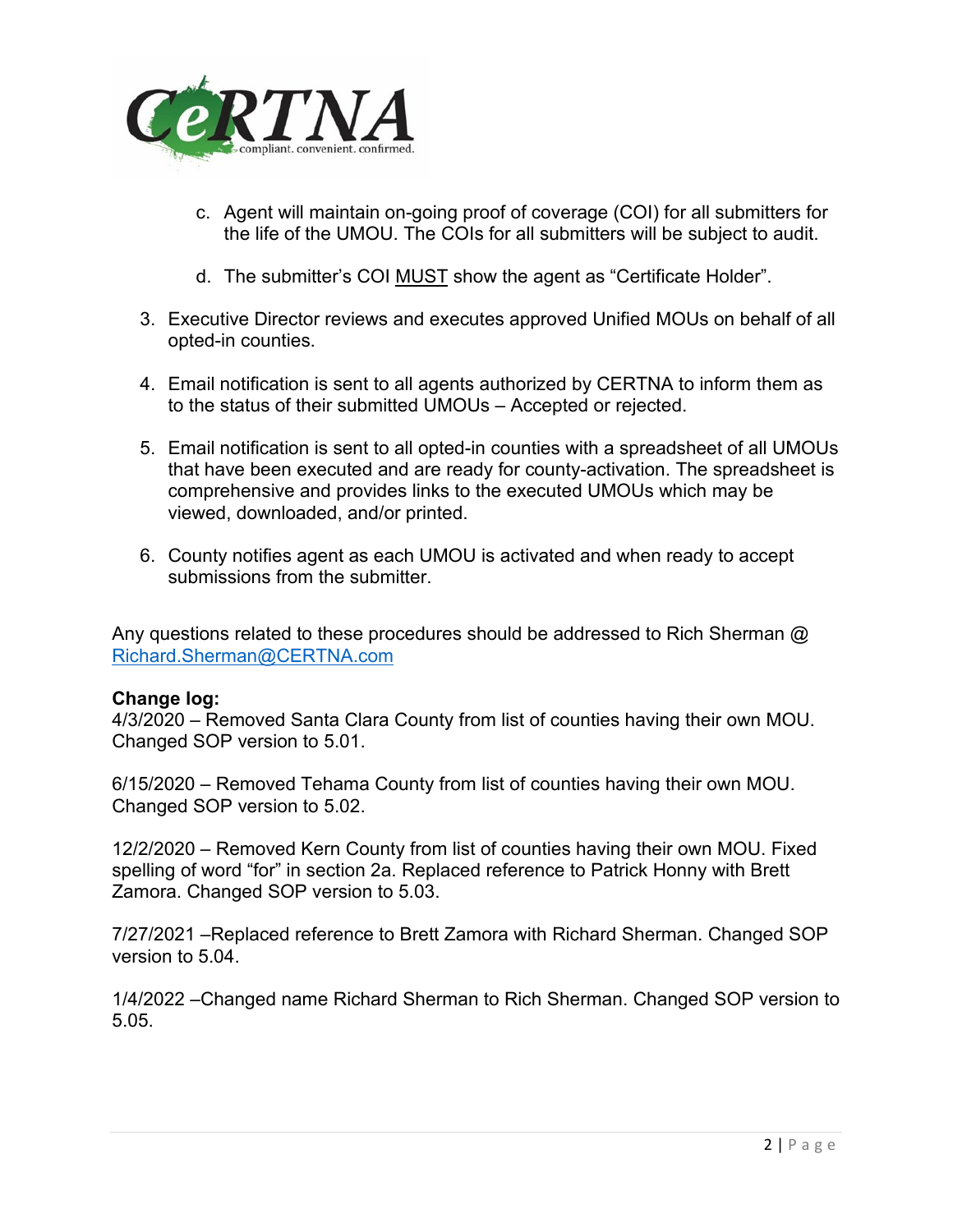c. Agent will maintain on-going proof of coverage (COI) for all submitters for the life of the UMOU. The COIs for all submitters will be subject to audit.

d. The submitter's COI <u>MUST</u> show the agent as "Certificate Holder".

3. Executive Director reviews and executes approved Unified MOUs on behalf of all opted-in counties.

4. Email notification is sent to all agents authorized by CERTNA to inform them as to the status of their submitted UMOUs – Accepted or rejected.

5. Email notification is sent to all opted-in counties with a spreadsheet of all UMOUs that have been executed and are ready for county-activation. The spreadsheet is comprehensive and provides links to the executed UMOUs which may be viewed, downloaded, and/or printed.

6. County notifies agent as each UMOU is activated and when ready to accept submissions from the submitter.

Any questions related to these procedures should be addressed to Rich Sherman @ Richard.Sherman@CERTNA.com

**Change log:**

4/3/2020 – Removed Santa Clara County from list of counties having their own MOU. Changed SOP version to 5.01.

6/15/2020 – Removed Tehama County from list of counties having their own MOU. Changed SOP version to 5.02.

12/2/2020 – Removed Kern County from list of counties having their own MOU. Fixed spelling of word "for" in section 2a. Replaced reference to Patrick Honny with Brett Zamora. Changed SOP version to 5.03.

7/27/2021 –Replaced reference to Brett Zamora with Richard Sherman. Changed SOP version to 5.04.

1/4/2022 –Changed name Richard Sherman to Rich Sherman. Changed SOP version to 5.05.